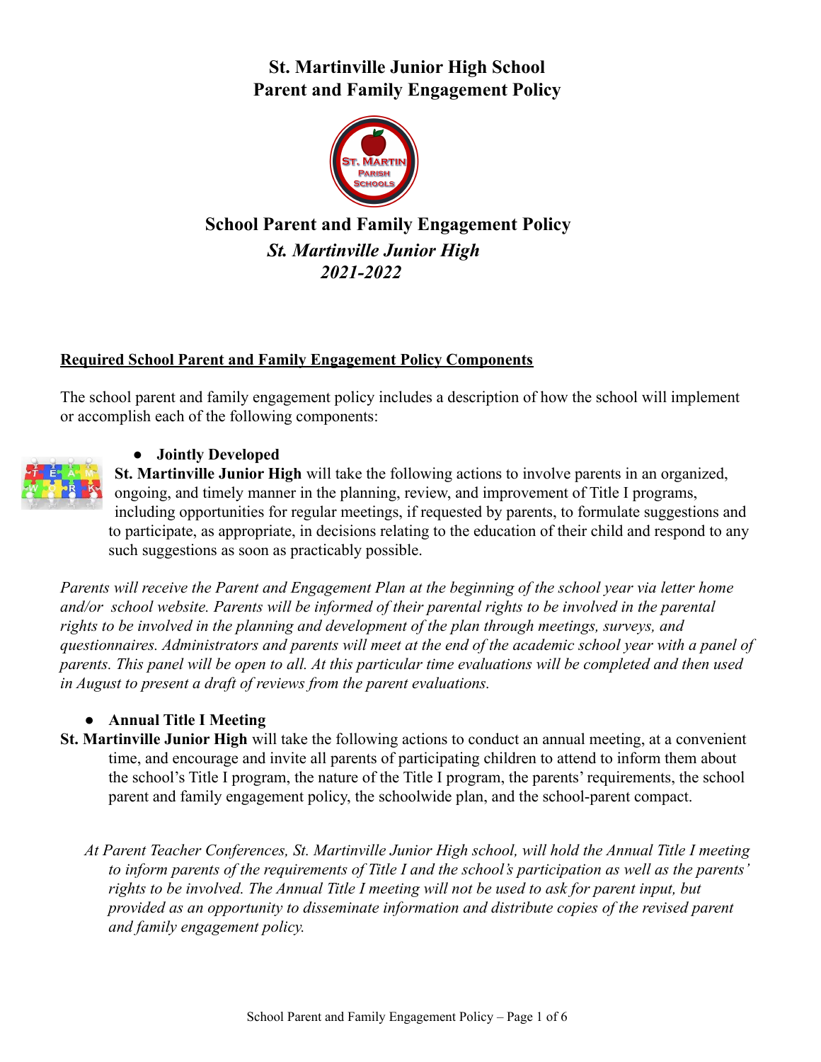# St. Martinville Junior High School
# Parent and Family Engagement Policy

## School Parent and Family Engagement Policy

### *St. Martinville Junior High*
### *2021-2022*

**Required School Parent and Family Engagement Policy Components**

The school parent and family engagement policy includes a description of how the school will implement or accomplish each of the following components:

- **Jointly Developed**

**St. Martinville Junior High** will take the following actions to involve parents in an organized, ongoing, and timely manner in the planning, review, and improvement of Title I programs, including opportunities for regular meetings, if requested by parents, to formulate suggestions and to participate, as appropriate, in decisions relating to the education of their child and respond to any such suggestions as soon as practicably possible.

*Parents will receive the Parent and Engagement Plan at the beginning of the school year via letter home and/or school website. Parents will be informed of their parental rights to be involved in the parental rights to be involved in the planning and development of the plan through meetings, surveys, and questionnaires. Administrators and parents will meet at the end of the academic school year with a panel of parents. This panel will be open to all. At this particular time evaluations will be completed and then used in August to present a draft of reviews from the parent evaluations.*

- **Annual Title I Meeting**

**St. Martinville Junior High** will take the following actions to conduct an annual meeting, at a convenient time, and encourage and invite all parents of participating children to attend to inform them about the school's Title I program, the nature of the Title I program, the parents' requirements, the school parent and family engagement policy, the schoolwide plan, and the school-parent compact.

*At Parent Teacher Conferences, St. Martinville Junior High school, will hold the Annual Title I meeting to inform parents of the requirements of Title I and the school's participation as well as the parents' rights to be involved. The Annual Title I meeting will not be used to ask for parent input, but provided as an opportunity to disseminate information and distribute copies of the revised parent and family engagement policy.*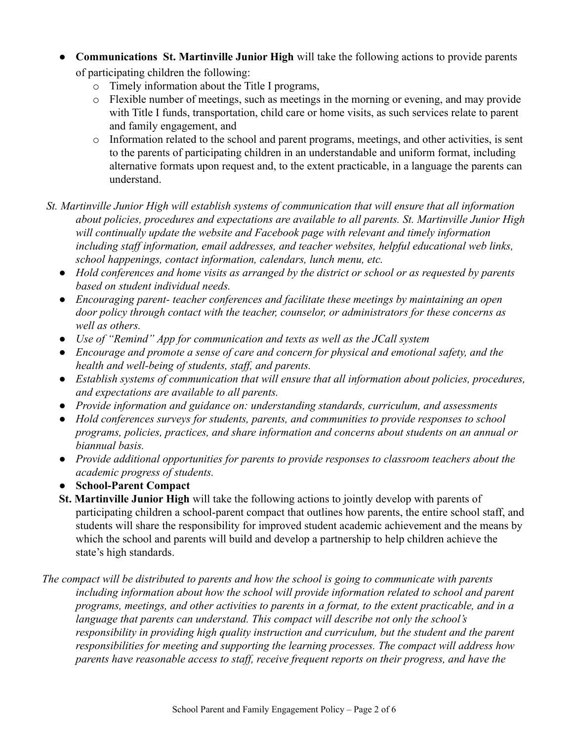- **Communications St. Martinville Junior High** will take the following actions to provide parents of participating children the following:
  - Timely information about the Title I programs,
  - Flexible number of meetings, such as meetings in the morning or evening, and may provide with Title I funds, transportation, child care or home visits, as such services relate to parent and family engagement, and
  - Information related to the school and parent programs, meetings, and other activities, is sent to the parents of participating children in an understandable and uniform format, including alternative formats upon request and, to the extent practicable, in a language the parents can understand.

*St. Martinville Junior High will establish systems of communication that will ensure that all information about policies, procedures and expectations are available to all parents. St. Martinville Junior High will continually update the website and Facebook page with relevant and timely information including staff information, email addresses, and teacher websites, helpful educational web links, school happenings, contact information, calendars, lunch menu, etc.*

- *Hold conferences and home visits as arranged by the district or school or as requested by parents based on student individual needs.*
- *Encouraging parent- teacher conferences and facilitate these meetings by maintaining an open door policy through contact with the teacher, counselor, or administrators for these concerns as well as others.*
- *Use of "Remind" App for communication and texts as well as the JCall system*
- *Encourage and promote a sense of care and concern for physical and emotional safety, and the health and well-being of students, staff, and parents.*
- *Establish systems of communication that will ensure that all information about policies, procedures, and expectations are available to all parents.*
- *Provide information and guidance on: understanding standards, curriculum, and assessments*
- *Hold conferences surveys for students, parents, and communities to provide responses to school programs, policies, practices, and share information and concerns about students on an annual or biannual basis.*
- *Provide additional opportunities for parents to provide responses to classroom teachers about the academic progress of students.*
- **School-Parent Compact**

**St. Martinville Junior High** will take the following actions to jointly develop with parents of participating children a school-parent compact that outlines how parents, the entire school staff, and students will share the responsibility for improved student academic achievement and the means by which the school and parents will build and develop a partnership to help children achieve the state's high standards.

*The compact will be distributed to parents and how the school is going to communicate with parents including information about how the school will provide information related to school and parent programs, meetings, and other activities to parents in a format, to the extent practicable, and in a language that parents can understand. This compact will describe not only the school's responsibility in providing high quality instruction and curriculum, but the student and the parent responsibilities for meeting and supporting the learning processes. The compact will address how parents have reasonable access to staff, receive frequent reports on their progress, and have the*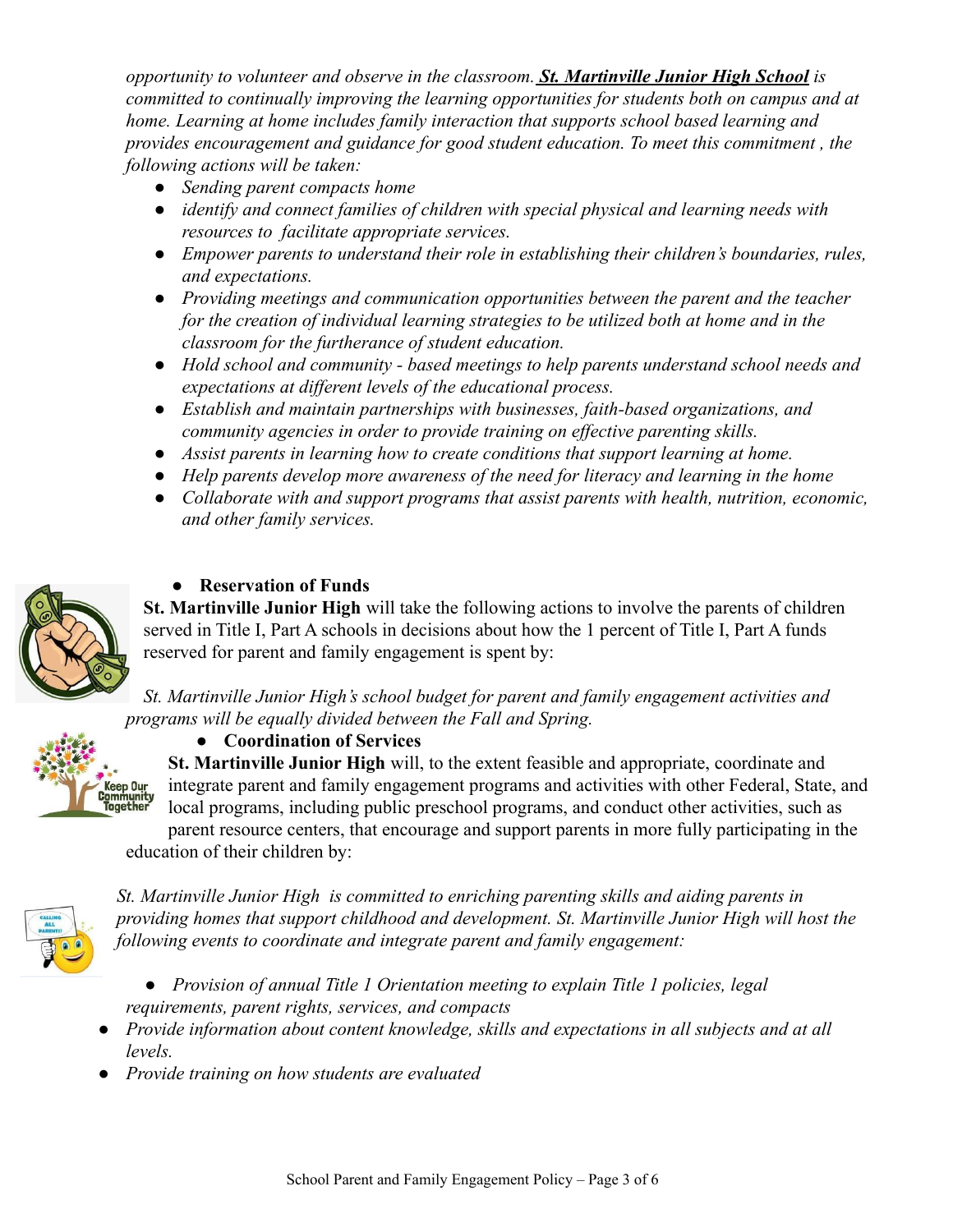*opportunity to volunteer and observe in the classroom.* ***St. Martinville Junior High School*** *is committed to continually improving the learning opportunities for students both on campus and at home. Learning at home includes family interaction that supports school based learning and provides encouragement and guidance for good student education. To meet this commitment , the following actions will be taken:*

- *Sending parent compacts home*
- *identify and connect families of children with special physical and learning needs with resources to facilitate appropriate services.*
- *Empower parents to understand their role in establishing their children's boundaries, rules, and expectations.*
- *Providing meetings and communication opportunities between the parent and the teacher for the creation of individual learning strategies to be utilized both at home and in the classroom for the furtherance of student education.*
- *Hold school and community - based meetings to help parents understand school needs and expectations at different levels of the educational process.*
- *Establish and maintain partnerships with businesses, faith-based organizations, and community agencies in order to provide training on effective parenting skills.*
- *Assist parents in learning how to create conditions that support learning at home.*
- *Help parents develop more awareness of the need for literacy and learning in the home*
- *Collaborate with and support programs that assist parents with health, nutrition, economic, and other family services.*

- **Reservation of Funds**

**St. Martinville Junior High** will take the following actions to involve the parents of children served in Title I, Part A schools in decisions about how the 1 percent of Title I, Part A funds reserved for parent and family engagement is spent by:

*St. Martinville Junior High's school budget for parent and family engagement activities and programs will be equally divided between the Fall and Spring.*

- **Coordination of Services**

**St. Martinville Junior High** will, to the extent feasible and appropriate, coordinate and integrate parent and family engagement programs and activities with other Federal, State, and local programs, including public preschool programs, and conduct other activities, such as parent resource centers, that encourage and support parents in more fully participating in the education of their children by:

*St. Martinville Junior High is committed to enriching parenting skills and aiding parents in providing homes that support childhood and development. St. Martinville Junior High will host the following events to coordinate and integrate parent and family engagement:*

- *Provision of annual Title 1 Orientation meeting to explain Title 1 policies, legal requirements, parent rights, services, and compacts*
- *Provide information about content knowledge, skills and expectations in all subjects and at all levels.*
- *Provide training on how students are evaluated*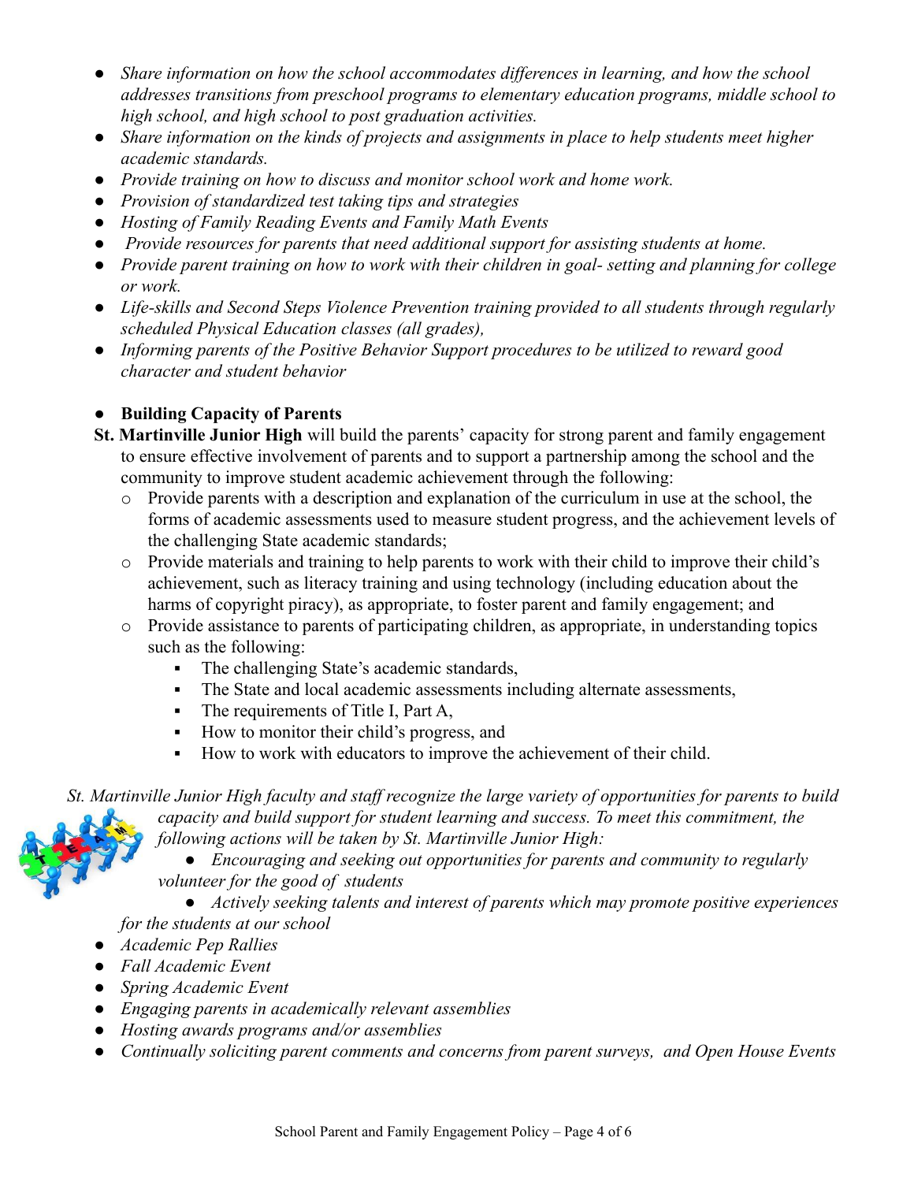- *Share information on how the school accommodates differences in learning, and how the school addresses transitions from preschool programs to elementary education programs, middle school to high school, and high school to post graduation activities.*
- *Share information on the kinds of projects and assignments in place to help students meet higher academic standards.*
- *Provide training on how to discuss and monitor school work and home work.*
- *Provision of standardized test taking tips and strategies*
- *Hosting of Family Reading Events and Family Math Events*
- *Provide resources for parents that need additional support for assisting students at home.*
- *Provide parent training on how to work with their children in goal- setting and planning for college or work.*
- *Life-skills and Second Steps Violence Prevention training provided to all students through regularly scheduled Physical Education classes (all grades),*
- *Informing parents of the Positive Behavior Support procedures to be utilized to reward good character and student behavior*

- **Building Capacity of Parents**

**St. Martinville Junior High** will build the parents' capacity for strong parent and family engagement to ensure effective involvement of parents and to support a partnership among the school and the community to improve student academic achievement through the following:

- Provide parents with a description and explanation of the curriculum in use at the school, the forms of academic assessments used to measure student progress, and the achievement levels of the challenging State academic standards;
- Provide materials and training to help parents to work with their child to improve their child's achievement, such as literacy training and using technology (including education about the harms of copyright piracy), as appropriate, to foster parent and family engagement; and
- Provide assistance to parents of participating children, as appropriate, in understanding topics such as the following:
  - The challenging State's academic standards,
  - The State and local academic assessments including alternate assessments,
  - The requirements of Title I, Part A,
  - How to monitor their child's progress, and
  - How to work with educators to improve the achievement of their child.

*St. Martinville Junior High faculty and staff recognize the large variety of opportunities for parents to build capacity and build support for student learning and success. To meet this commitment, the following actions will be taken by St. Martinville Junior High:*

- *Encouraging and seeking out opportunities for parents and community to regularly volunteer for the good of students*
- *Actively seeking talents and interest of parents which may promote positive experiences for the students at our school*
- *Academic Pep Rallies*
- *Fall Academic Event*
- *Spring Academic Event*
- *Engaging parents in academically relevant assemblies*
- *Hosting awards programs and/or assemblies*
- *Continually soliciting parent comments and concerns from parent surveys, and Open House Events*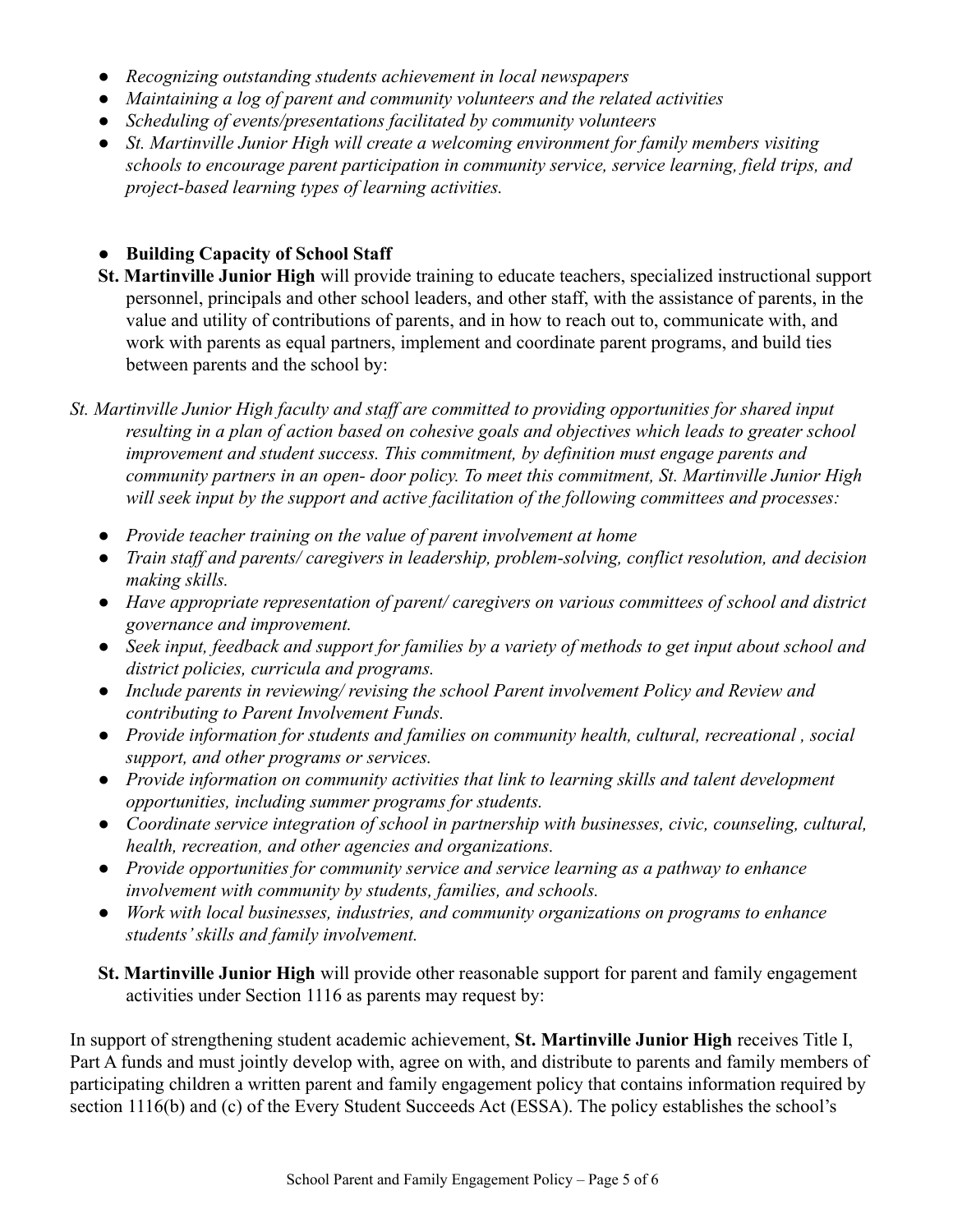- *Recognizing outstanding students achievement in local newspapers*
- *Maintaining a log of parent and community volunteers and the related activities*
- *Scheduling of events/presentations facilitated by community volunteers*
- *St. Martinville Junior High will create a welcoming environment for family members visiting schools to encourage parent participation in community service, service learning, field trips, and project-based learning types of learning activities.*

- **Building Capacity of School Staff**

**St. Martinville Junior High** will provide training to educate teachers, specialized instructional support personnel, principals and other school leaders, and other staff, with the assistance of parents, in the value and utility of contributions of parents, and in how to reach out to, communicate with, and work with parents as equal partners, implement and coordinate parent programs, and build ties between parents and the school by:

*St. Martinville Junior High faculty and staff are committed to providing opportunities for shared input resulting in a plan of action based on cohesive goals and objectives which leads to greater school improvement and student success. This commitment, by definition must engage parents and community partners in an open- door policy. To meet this commitment, St. Martinville Junior High will seek input by the support and active facilitation of the following committees and processes:*

- *Provide teacher training on the value of parent involvement at home*
- *Train staff and parents/ caregivers in leadership, problem-solving, conflict resolution, and decision making skills.*
- *Have appropriate representation of parent/ caregivers on various committees of school and district governance and improvement.*
- *Seek input, feedback and support for families by a variety of methods to get input about school and district policies, curricula and programs.*
- *Include parents in reviewing/ revising the school Parent involvement Policy and Review and contributing to Parent Involvement Funds.*
- *Provide information for students and families on community health, cultural, recreational , social support, and other programs or services.*
- *Provide information on community activities that link to learning skills and talent development opportunities, including summer programs for students.*
- *Coordinate service integration of school in partnership with businesses, civic, counseling, cultural, health, recreation, and other agencies and organizations.*
- *Provide opportunities for community service and service learning as a pathway to enhance involvement with community by students, families, and schools.*
- *Work with local businesses, industries, and community organizations on programs to enhance students' skills and family involvement.*

**St. Martinville Junior High** will provide other reasonable support for parent and family engagement activities under Section 1116 as parents may request by:

In support of strengthening student academic achievement, **St. Martinville Junior High** receives Title I, Part A funds and must jointly develop with, agree on with, and distribute to parents and family members of participating children a written parent and family engagement policy that contains information required by section 1116(b) and (c) of the Every Student Succeeds Act (ESSA). The policy establishes the school's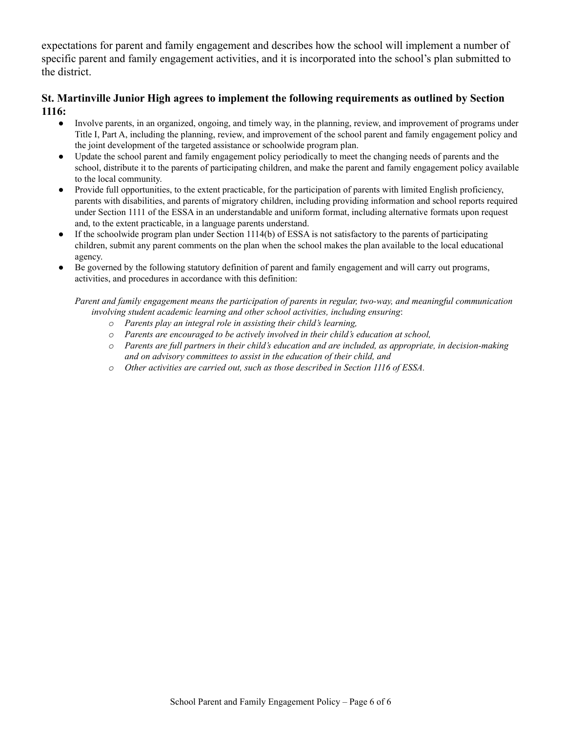expectations for parent and family engagement and describes how the school will implement a number of specific parent and family engagement activities, and it is incorporated into the school's plan submitted to the district.

### St. Martinville Junior High agrees to implement the following requirements as outlined by Section 1116:

- Involve parents, in an organized, ongoing, and timely way, in the planning, review, and improvement of programs under Title I, Part A, including the planning, review, and improvement of the school parent and family engagement policy and the joint development of the targeted assistance or schoolwide program plan.
- Update the school parent and family engagement policy periodically to meet the changing needs of parents and the school, distribute it to the parents of participating children, and make the parent and family engagement policy available to the local community.
- Provide full opportunities, to the extent practicable, for the participation of parents with limited English proficiency, parents with disabilities, and parents of migratory children, including providing information and school reports required under Section 1111 of the ESSA in an understandable and uniform format, including alternative formats upon request and, to the extent practicable, in a language parents understand.
- If the schoolwide program plan under Section 1114(b) of ESSA is not satisfactory to the parents of participating children, submit any parent comments on the plan when the school makes the plan available to the local educational agency.
- Be governed by the following statutory definition of parent and family engagement and will carry out programs, activities, and procedures in accordance with this definition:

  *Parent and family engagement means the participation of parents in regular, two-way, and meaningful communication involving student academic learning and other school activities, including ensuring*:

  - *Parents play an integral role in assisting their child's learning,*
  - *Parents are encouraged to be actively involved in their child's education at school,*
  - *Parents are full partners in their child's education and are included, as appropriate, in decision-making and on advisory committees to assist in the education of their child, and*
  - *Other activities are carried out, such as those described in Section 1116 of ESSA.*